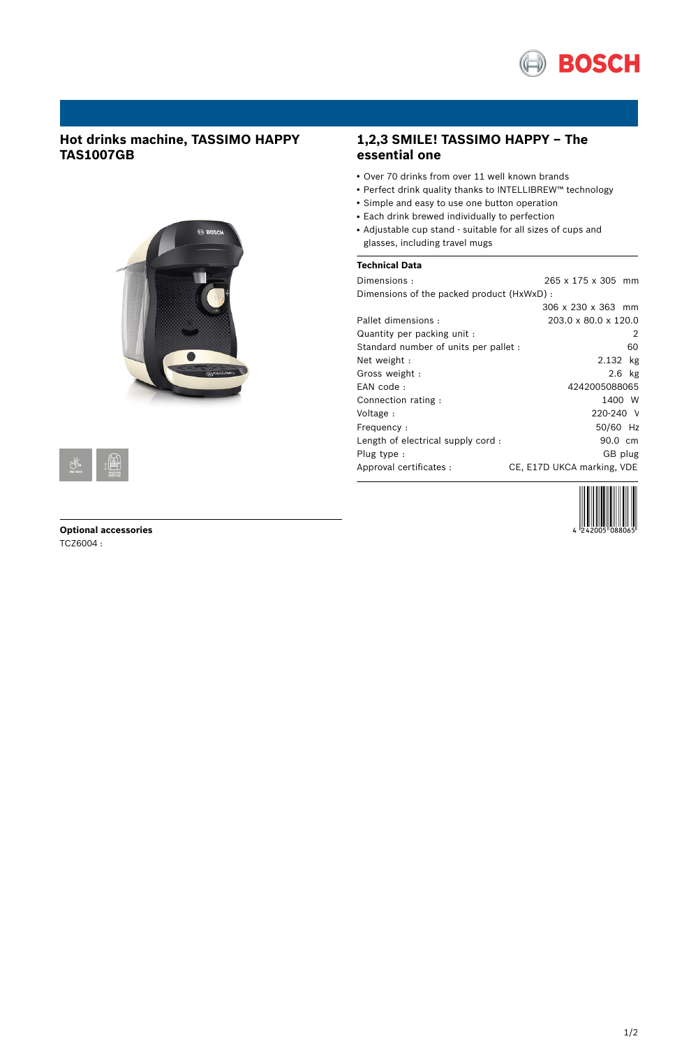# Hot drinks machine, TASSIMO HAPPY TAS1007GB

## 1,2,3 SMILE! TASSIMO HAPPY – The essential one

- Over 70 drinks from over 11 well known brands
- Perfect drink quality thanks to INTELLIBREW™ technology
- Simple and easy to use one button operation
- Each drink brewed individually to perfection
- Adjustable cup stand - suitable for all sizes of cups and glasses, including travel mugs

### Technical Data

| | |
|---|---|
| Dimensions : | 265 x 175 x 305 mm |
| Dimensions of the packed product (HxWxD) : | 306 x 230 x 363 mm |
| Pallet dimensions : | 203.0 x 80.0 x 120.0 |
| Quantity per packing unit : | 2 |
| Standard number of units per pallet : | 60 |
| Net weight : | 2.132 kg |
| Gross weight : | 2.6 kg |
| EAN code : | 4242005088065 |
| Connection rating : | 1400 W |
| Voltage : | 220-240 V |
| Frequency : | 50/60 Hz |
| Length of electrical supply cord : | 90.0 cm |
| Plug type : | GB plug |
| Approval certificates : | CE, E17D UKCA marking, VDE |

4 242005 088065

### Optional accessories

TCZ6004 :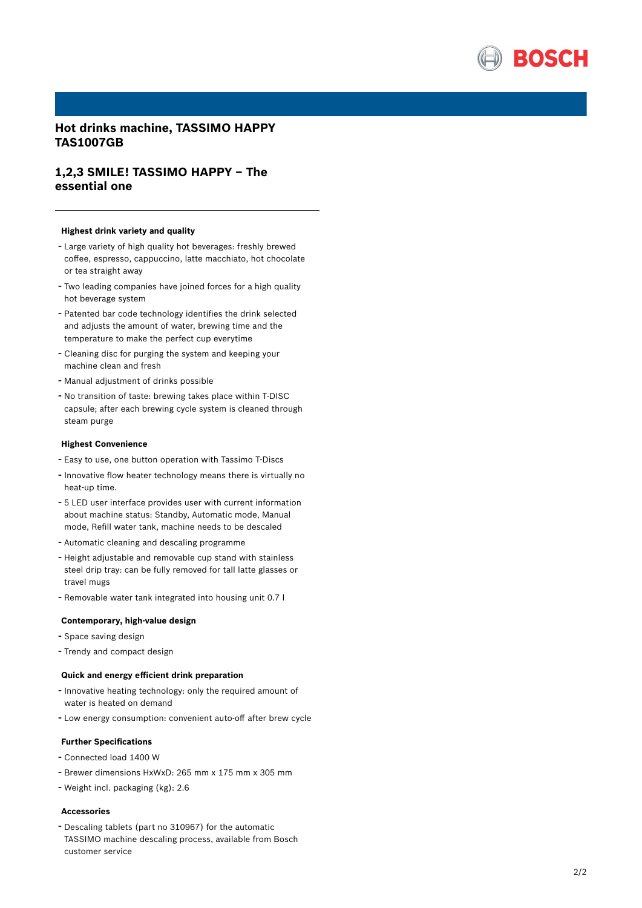## Hot drinks machine, TASSIMO HAPPY TAS1007GB

## 1,2,3 SMILE! TASSIMO HAPPY – The essential one

### Highest drink variety and quality

- Large variety of high quality hot beverages: freshly brewed coffee, espresso, cappuccino, latte macchiato, hot chocolate or tea straight away
- Two leading companies have joined forces for a high quality hot beverage system
- Patented bar code technology identifies the drink selected and adjusts the amount of water, brewing time and the temperature to make the perfect cup everytime
- Cleaning disc for purging the system and keeping your machine clean and fresh
- Manual adjustment of drinks possible
- No transition of taste: brewing takes place within T-DISC capsule; after each brewing cycle system is cleaned through steam purge

### Highest Convenience

- Easy to use, one button operation with Tassimo T-Discs
- Innovative flow heater technology means there is virtually no heat-up time.
- 5 LED user interface provides user with current information about machine status: Standby, Automatic mode, Manual mode, Refill water tank, machine needs to be descaled
- Automatic cleaning and descaling programme
- Height adjustable and removable cup stand with stainless steel drip tray: can be fully removed for tall latte glasses or travel mugs
- Removable water tank integrated into housing unit 0.7 l

### Contemporary, high-value design

- Space saving design
- Trendy and compact design

### Quick and energy efficient drink preparation

- Innovative heating technology: only the required amount of water is heated on demand
- Low energy consumption: convenient auto-off after brew cycle

### Further Specifications

- Connected load 1400 W
- Brewer dimensions HxWxD: 265 mm x 175 mm x 305 mm
- Weight incl. packaging (kg): 2.6

### Accessories

- Descaling tablets (part no 310967) for the automatic TASSIMO machine descaling process, available from Bosch customer service